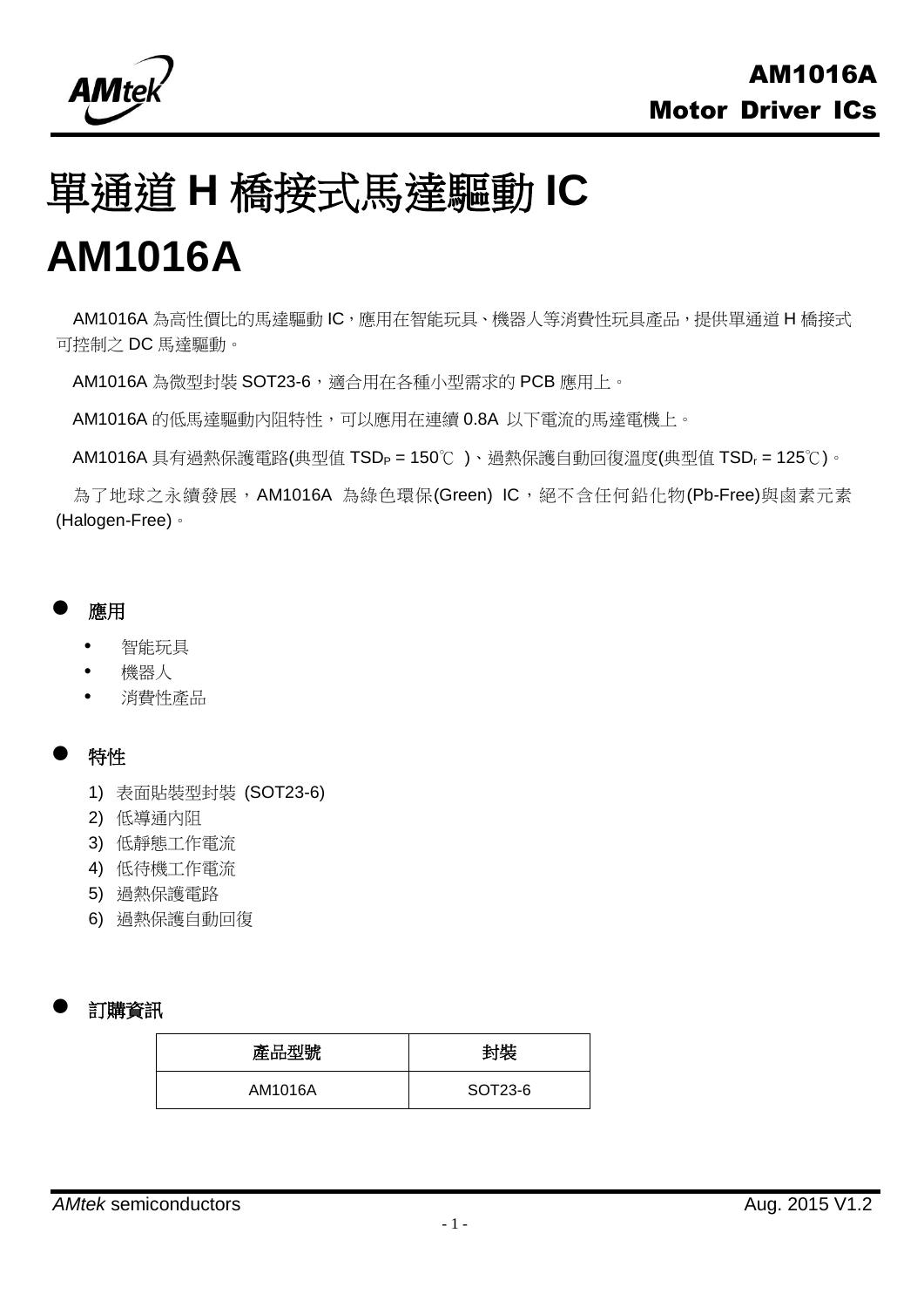# 單通道 H 橋接式馬達驅動 IC

# AM1016A

AM1016A 為高性價比的馬達驅動 IC，應用在智能玩具、機器人等消費性玩具產品，提供單通道 H 橋接式可控制之 DC 馬達驅動。

AM1016A 為微型封裝 SOT23-6，適合用在各種小型需求的 PCB 應用上。

AM1016A 的低馬達驅動內阻特性，可以應用在連續 0.8A 以下電流的馬達電機上。

AM1016A 具有過熱保護電路(典型值 $TSD_P$ = 150℃ )、過熱保護自動回復溫度(典型值 $TSD_r$ = 125℃)。

為了地球之永續發展，AM1016A 為綠色環保(Green) IC，絕不含任何鉛化物(Pb-Free)與鹵素元素(Halogen-Free)。

## 應用

- 智能玩具
- 機器人
- 消費性產品

## 特性

1) 表面貼裝型封裝 (SOT23-6)
2) 低導通內阻
3) 低靜態工作電流
4) 低待機工作電流
5) 過熱保護電路
6) 過熱保護自動回復

## 訂購資訊

| 產品型號 | 封裝 |
| --- | --- |
| AM1016A | SOT23-6 |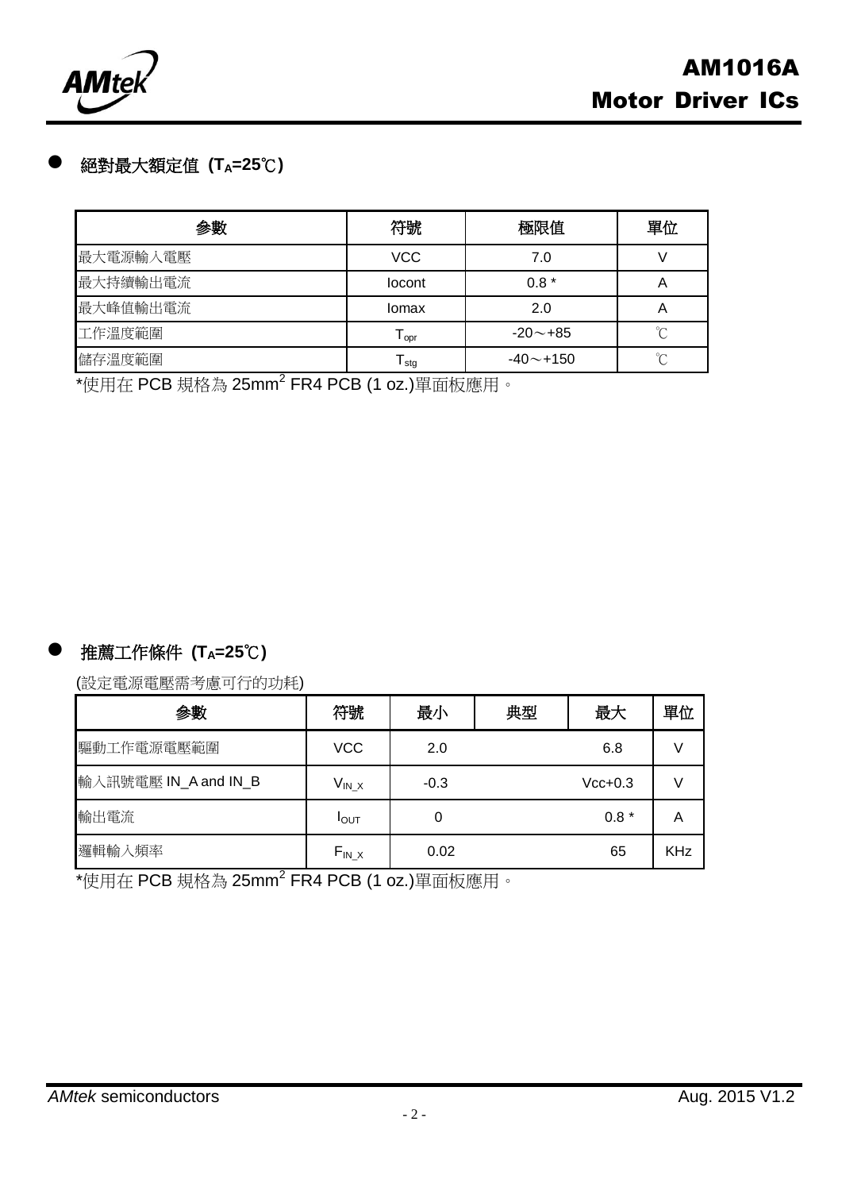## 絕對最大額定值 ($T_A$=25℃)

| 參數 | 符號 | 極限值 | 單位 |
|---|---|---|---|
| 最大電源輸入電壓 | VCC | 7.0 | V |
| 最大持續輸出電流 | Iocont | 0.8 * | A |
| 最大峰值輸出電流 | Iomax | 2.0 | A |
| 工作溫度範圍 | $T_{opr}$ | -20～+85 | ℃ |
| 儲存溫度範圍 | $T_{stg}$ | -40～+150 | ℃ |

*使用在 PCB 規格為 25mm$^2$ FR4 PCB (1 oz.)單面板應用。

## 推薦工作條件 ($T_A$=25℃)

(設定電源電壓需考慮可行的功耗)

| 參數 | 符號 | 最小 | 典型 | 最大 | 單位 |
|---|---|---|---|---|---|
| 驅動工作電源電壓範圍 | VCC | 2.0 | | 6.8 | V |
| 輸入訊號電壓 IN_A and IN_B | $V_{IN\_X}$ | -0.3 | | Vcc+0.3 | V |
| 輸出電流 | $I_{OUT}$ | 0 | | 0.8 * | A |
| 邏輯輸入頻率 | $F_{IN\_X}$ | 0.02 | | 65 | KHz |

*使用在 PCB 規格為 25mm$^2$ FR4 PCB (1 oz.)單面板應用。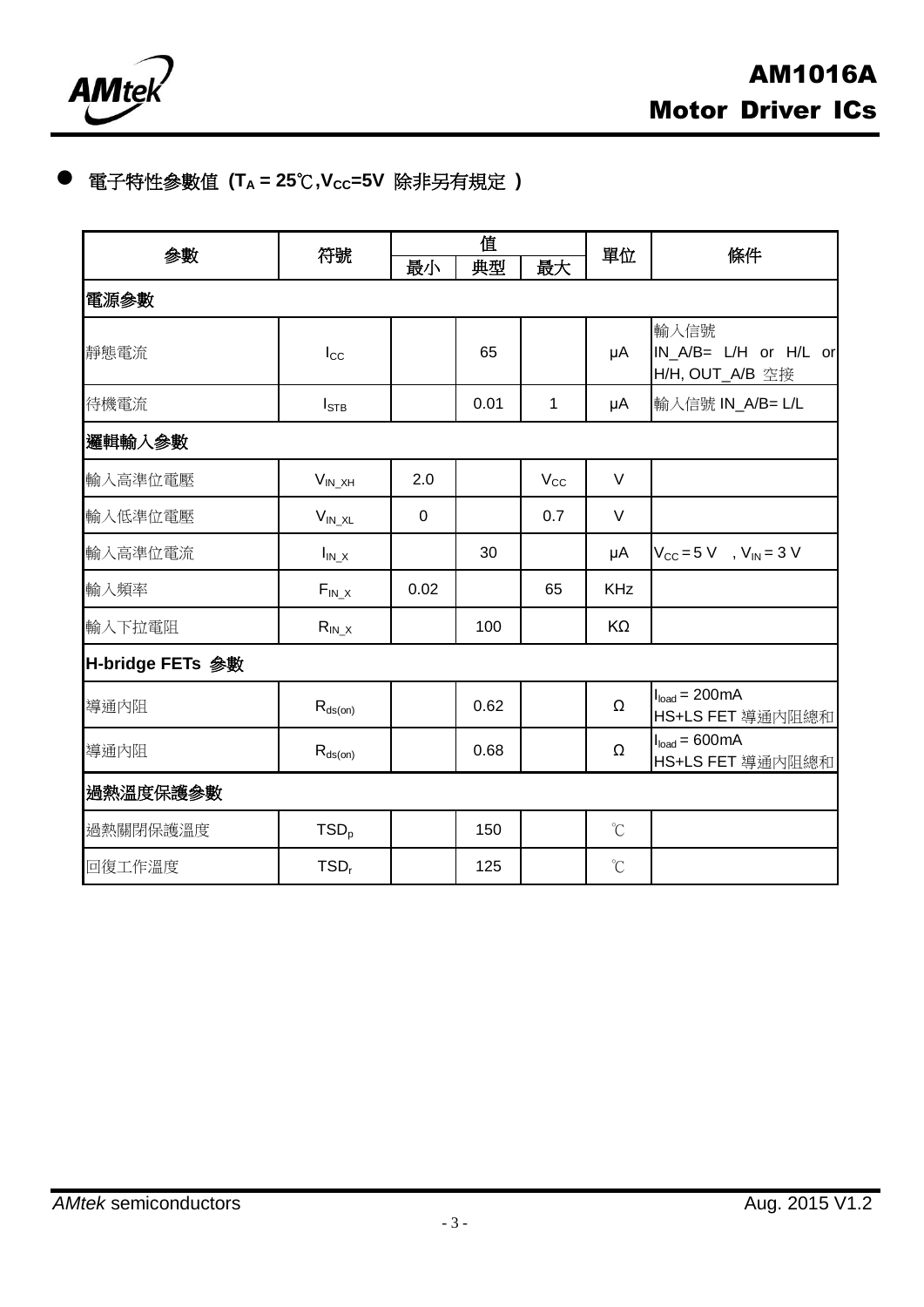- **電子特性參數值 ($T_A$ = 25℃,$V_{CC}$=5V 除非另有規定 )**

| 參數 | 符號 | 值 | | | 單位 | 條件 |
|---|---|---|---|---|---|---|
| | | 最小 | 典型 | 最大 | | |
| **電源參數** | | | | | | |
| 靜態電流 | $I_{CC}$ | | 65 | | μA | 輸入信號 IN_A/B= L/H or H/L or H/H, OUT_A/B 空接 |
| 待機電流 | $I_{STB}$ | | 0.01 | 1 | μA | 輸入信號 IN_A/B= L/L |
| **邏輯輸入參數** | | | | | | |
| 輸入高準位電壓 | $V_{IN\_XH}$ | 2.0 | | $V_{CC}$ | V | |
| 輸入低準位電壓 | $V_{IN\_XL}$ | 0 | | 0.7 | V | |
| 輸入高準位電流 | $I_{IN\_X}$ | | 30 | | μA | $V_{CC}$ = 5 V , $V_{IN}$ = 3 V |
| 輸入頻率 | $F_{IN\_X}$ | 0.02 | | 65 | KHz | |
| 輸入下拉電阻 | $R_{IN\_X}$ | | 100 | | KΩ | |
| **H-bridge FETs 參數** | | | | | | |
| 導通內阻 | $R_{ds(on)}$ | | 0.62 | | Ω | $I_{load}$ = 200mA HS+LS FET 導通內阻總和 |
| 導通內阻 | $R_{ds(on)}$ | | 0.68 | | Ω | $I_{load}$ = 600mA HS+LS FET 導通內阻總和 |
| **過熱溫度保護參數** | | | | | | |
| 過熱關閉保護溫度 | $TSD_p$ | | 150 | | ℃ | |
| 回復工作溫度 | $TSD_r$ | | 125 | | ℃ | |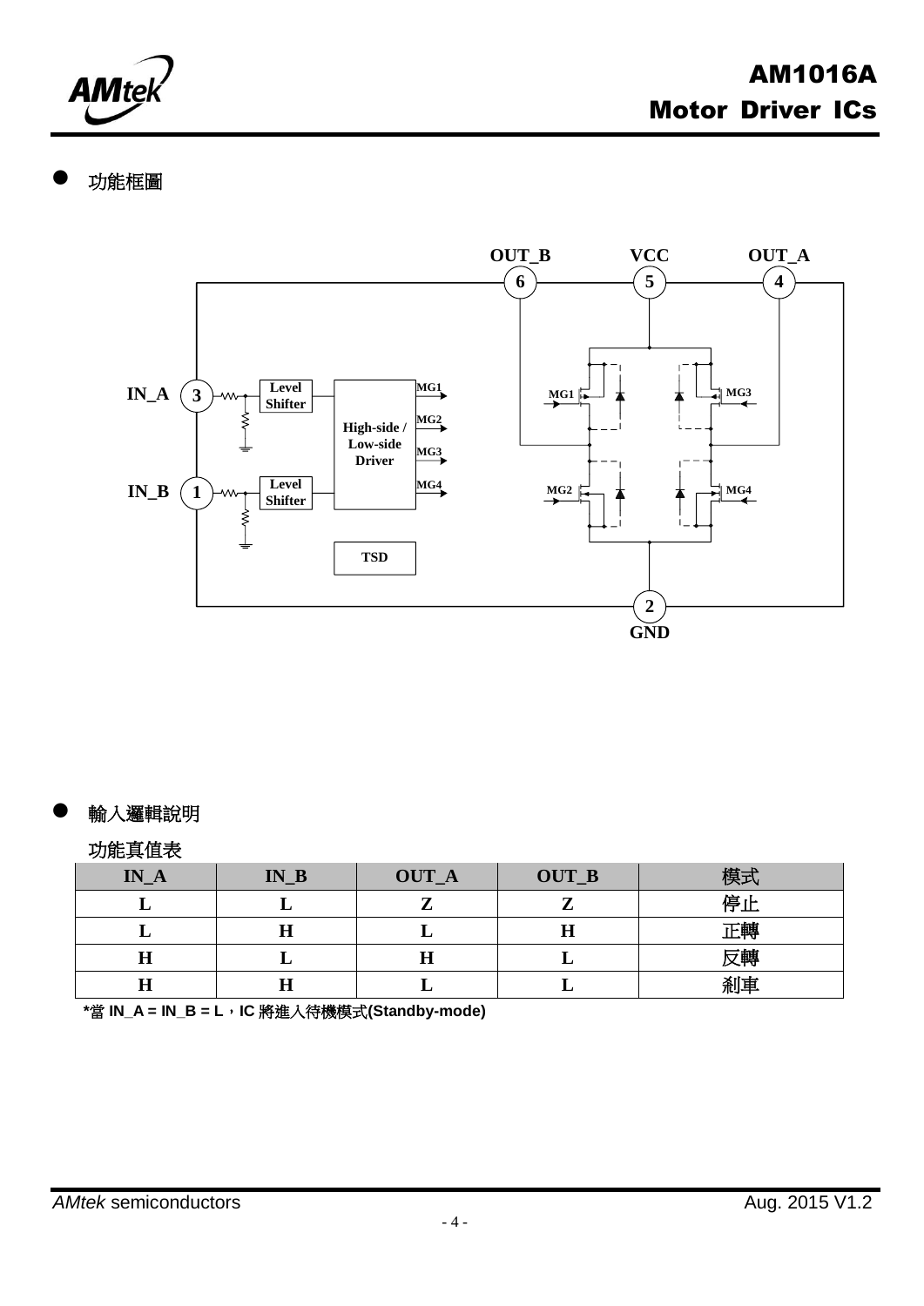- 功能框圖

- 輸入邏輯說明

功能真值表

| IN_A | IN_B | OUT_A | OUT_B | 模式 |
|---|---|---|---|---|
| L | L | Z | Z | 停止 |
| L | H | L | H | 正轉 |
| H | L | H | L | 反轉 |
| H | H | L | L | 剎車 |

**\*當 IN_A = IN_B = L，IC 將進入待機模式(Standby-mode)**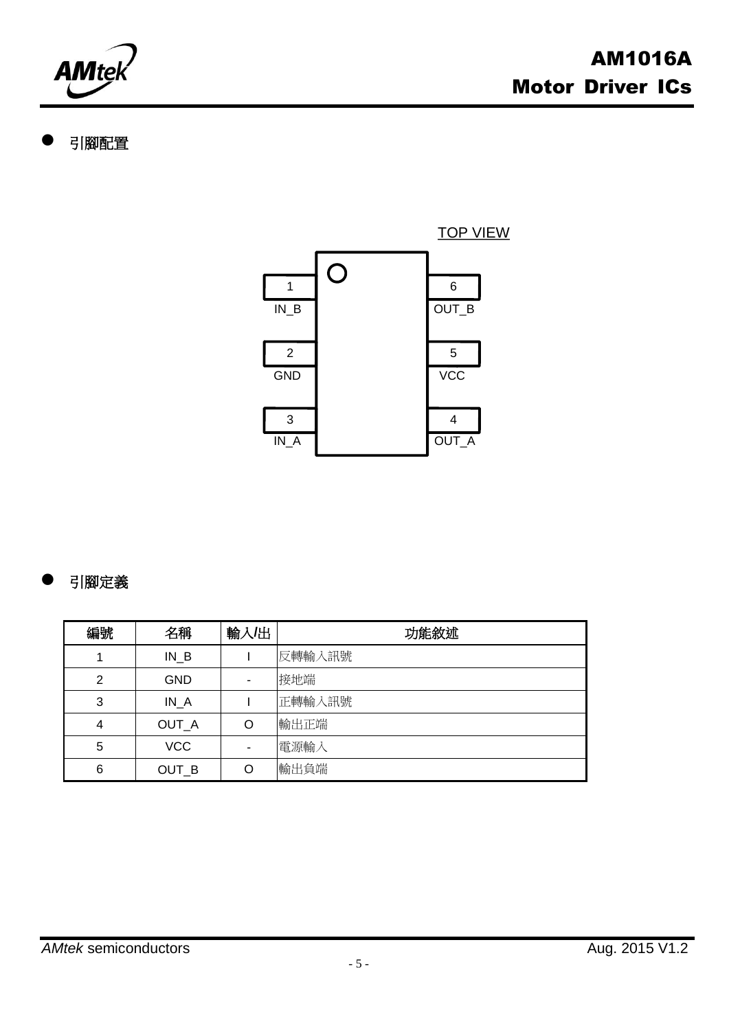- 引腳配置

TOP VIEW

| Pin | Name | | Pin | Name |
|---|---|---|---|---|
| 1 | IN_B | | 6 | OUT_B |
| 2 | GND | | 5 | VCC |
| 3 | IN_A | | 4 | OUT_A |

- 引腳定義

| 編號 | 名稱 | 輸入/出 | 功能敘述 |
|---|---|---|---|
| 1 | IN_B | I | 反轉輸入訊號 |
| 2 | GND | - | 接地端 |
| 3 | IN_A | I | 正轉輸入訊號 |
| 4 | OUT_A | O | 輸出正端 |
| 5 | VCC | - | 電源輸入 |
| 6 | OUT_B | O | 輸出負端 |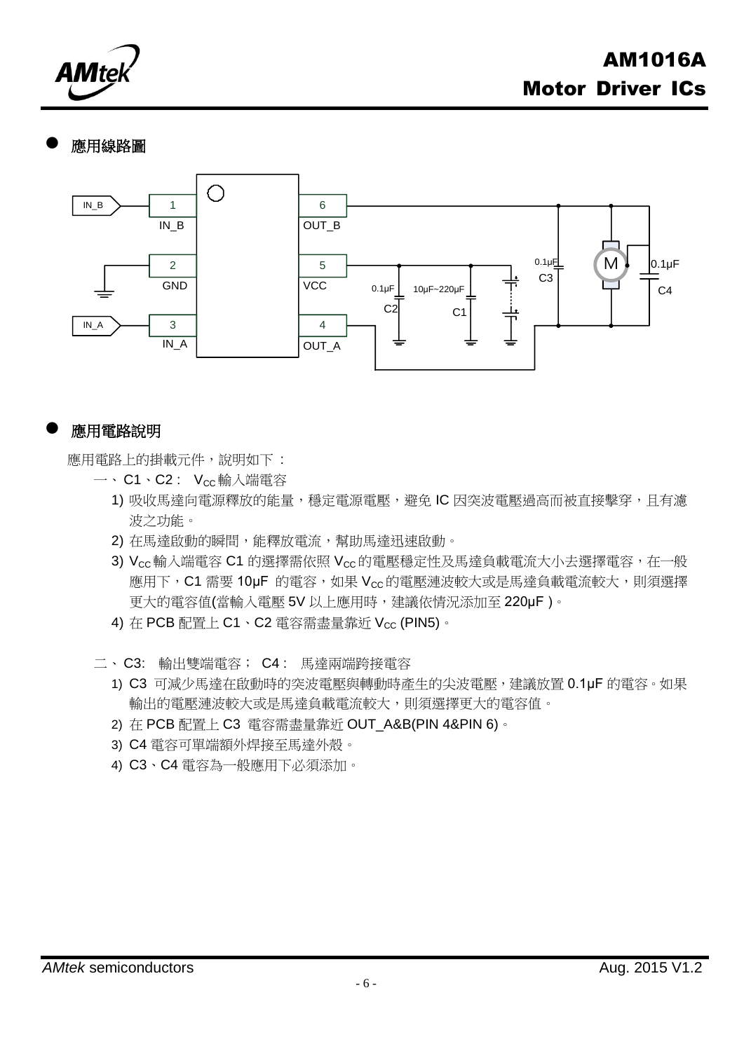## 應用線路圖

## 應用電路說明

應用電路上的掛載元件，說明如下：

一、C1、C2： $V_{CC}$ 輸入端電容

1) 吸收馬達向電源釋放的能量，穩定電源電壓，避免 IC 因突波電壓過高而被直接擊穿，且有濾波之功能。
2) 在馬達啟動的瞬間，能釋放電流，幫助馬達迅速啟動。
3) $V_{CC}$ 輸入端電容 C1 的選擇需依照 $V_{CC}$ 的電壓穩定性及馬達負載電流大小去選擇電容，在一般應用下，C1 需要 10μF 的電容，如果 $V_{CC}$ 的電壓漣波較大或是馬達負載電流較大，則須選擇更大的電容值(當輸入電壓 5V 以上應用時，建議依情況添加至 220μF )。
4) 在 PCB 配置上 C1、C2 電容需盡量靠近 $V_{CC}$ (PIN5)。

二、C3: 輸出雙端電容； C4： 馬達兩端跨接電容

1) C3 可減少馬達在啟動時的突波電壓與轉動時產生的尖波電壓，建議放置 0.1μF 的電容。如果輸出的電壓漣波較大或是馬達負載電流較大，則須選擇更大的電容值。
2) 在 PCB 配置上 C3 電容需盡量靠近 OUT_A&B(PIN 4&PIN 6)。
3) C4 電容可單端額外焊接至馬達外殼。
4) C3、C4 電容為一般應用下必須添加。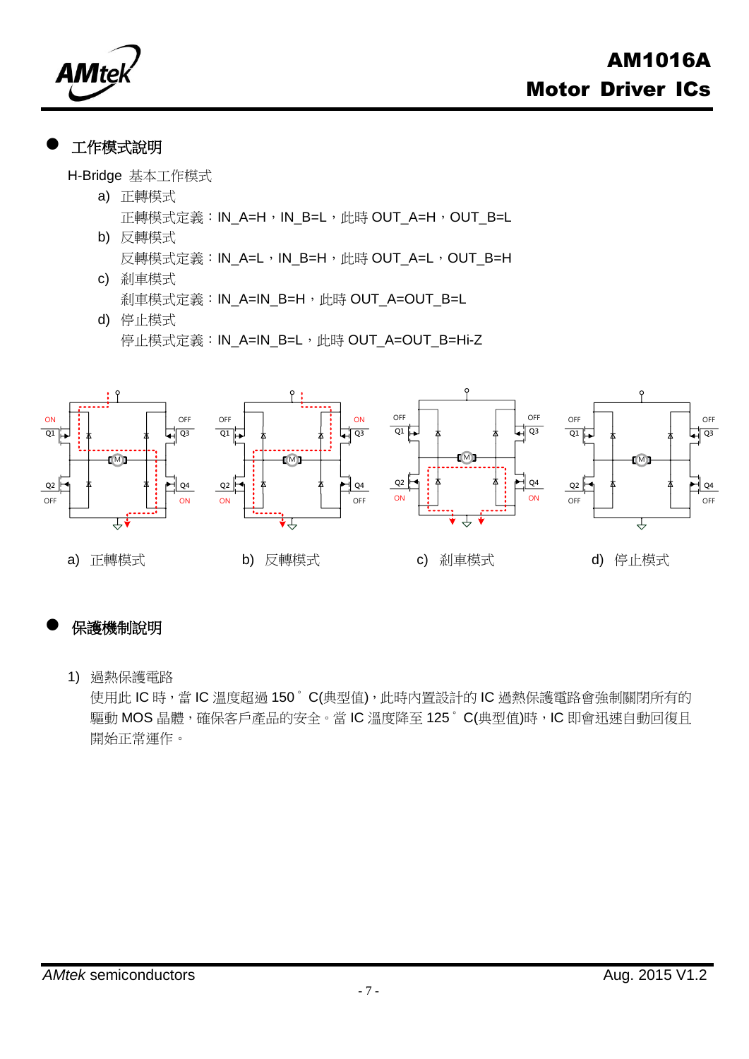## 工作模式說明

H-Bridge 基本工作模式

a) 正轉模式

正轉模式定義：IN_A=H，IN_B=L，此時 OUT_A=H，OUT_B=L

b) 反轉模式

反轉模式定義：IN_A=L，IN_B=H，此時 OUT_A=L，OUT_B=H

c) 刹車模式

刹車模式定義：IN_A=IN_B=H，此時 OUT_A=OUT_B=L

d) 停止模式

停止模式定義：IN_A=IN_B=L，此時 OUT_A=OUT_B=Hi-Z

a) 正轉模式　　b) 反轉模式　　c) 刹車模式　　d) 停止模式

## 保護機制說明

1) 過熱保護電路

使用此 IC 時，當 IC 溫度超過 150°C(典型值)，此時內置設計的 IC 過熱保護電路會強制關閉所有的驅動 MOS 晶體，確保客戶產品的安全。當 IC 溫度降至 125°C(典型值)時，IC 即會迅速自動回復且開始正常運作。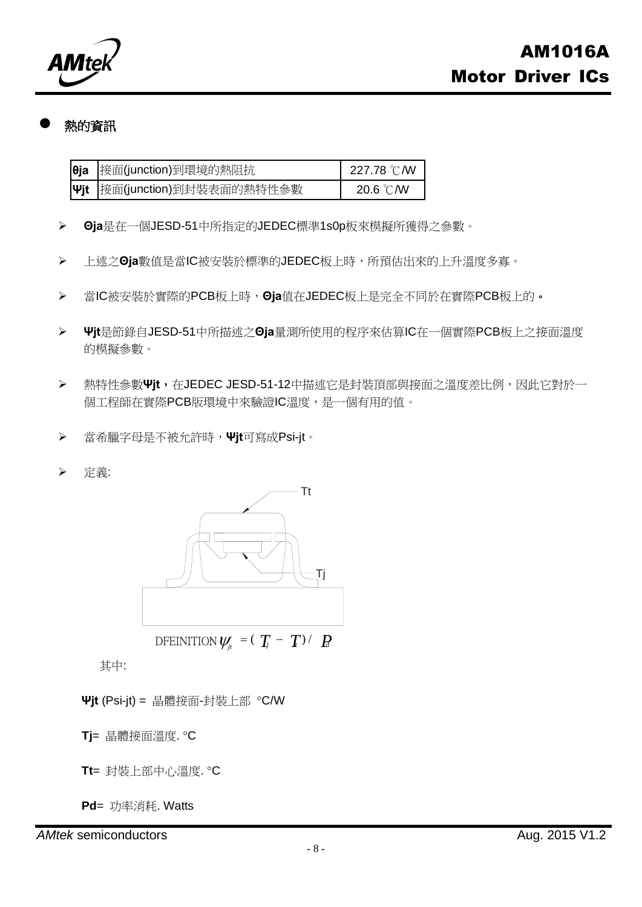- **熱的資訊**

| | | |
|---|---|---|
| **θja** | 接面(junction)到環境的熱阻抗 | 227.78 ℃/W |
| **Ψjt** | 接面(junction)到封裝表面的熱特性參數 | 20.6 ℃/W |

- **Θja**是在一個JESD-51中所指定的JEDEC標準1s0p板來模擬所獲得之參數。
- 上述之**Θja**數值是當IC被安裝於標準的JEDEC板上時，所預估出來的上升溫度多寡。
- 當IC被安裝於實際的PCB板上時，**Θja**值在JEDEC板上是完全不同於在實際PCB板上的。
- **Ψjt**是節錄自JESD-51中所描述之**Θja**量測所使用的程序來估算IC在一個實際PCB板上之接面溫度的模擬參數。
- 熱特性參數**Ψjt**，在JEDEC JESD-51-12中描述它是封裝頂部與接面之溫度差比例，因此它對於一個工程師在實際PCB版環境中來驗證IC溫度，是一個有用的值。
- 當希臘字母是不被允許時，**Ψjt**可寫成Psi-jt。
- 定義:

Tt

Tj

DFEINITION $\psi_{jt} = (T_j - T_t) / P_d$

其中:

**Ψjt** (Psi-jt) = 晶體接面-封裝上部 °C/W

**Tj**= 晶體接面溫度. °C

**Tt**= 封裝上部中心溫度. °C

**Pd**= 功率消耗. Watts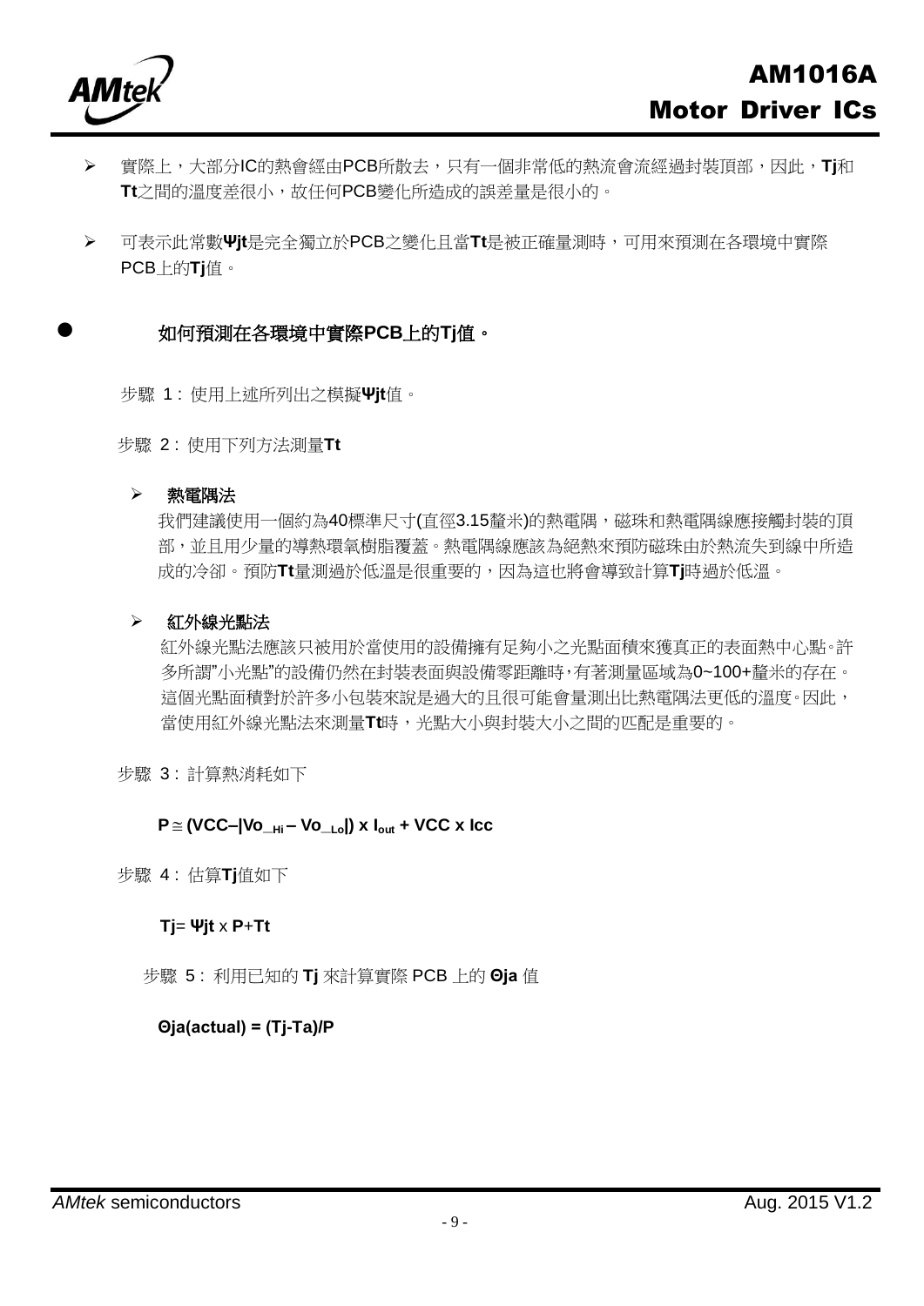- 實際上，大部分IC的熱會經由PCB所散去，只有一個非常低的熱流會流經過封裝頂部，因此，**Tj**和**Tt**之間的溫度差很小，故任何PCB變化所造成的誤差量是很小的。
- 可表示此常數**Ψjt**是完全獨立於PCB之變化且當**Tt**是被正確量測時，可用來預測在各環境中實際PCB上的**Tj**值。

## 如何預測在各環境中實際PCB上的Tj值。

步驟 1：使用上述所列出之模擬**Ψjt**值。

步驟 2：使用下列方法測量**Tt**

- **熱電隅法**

  我們建議使用一個約為40標準尺寸(直徑3.15釐米)的熱電隅，磁珠和熱電隅線應接觸封裝的頂部，並且用少量的導熱環氧樹脂覆蓋。熱電隅線應該為絕熱來預防磁珠由於熱流失到線中所造成的冷卻。預防**Tt**量測過於低溫是很重要的，因為這也將會導致計算**Tj**時過於低溫。

- **紅外線光點法**

  紅外線光點法應該只被用於當使用的設備擁有足夠小之光點面積來獲真正的表面熱中心點。許多所謂"小光點"的設備仍然在封裝表面與設備零距離時，有著測量區域為0~100+釐米的存在。這個光點面積對於許多小包裝來說是過大的且很可能會量測出比熱電隅法更低的溫度。因此，當使用紅外線光點法來測量**Tt**時，光點大小與封裝大小之間的匹配是重要的。

步驟 3：計算熱消耗如下

$$P \cong (VCC - |Vo_{\_Hi} - Vo_{\_Lo}|) \times I_{out} + VCC \times Icc$$

步驟 4：估算**Tj**值如下

$$Tj = \Psi jt \times P + Tt$$

步驟 5：利用已知的 **Tj** 來計算實際 PCB 上的 **Θja** 值

$$\Theta ja(actual) = (Tj - Ta)/P$$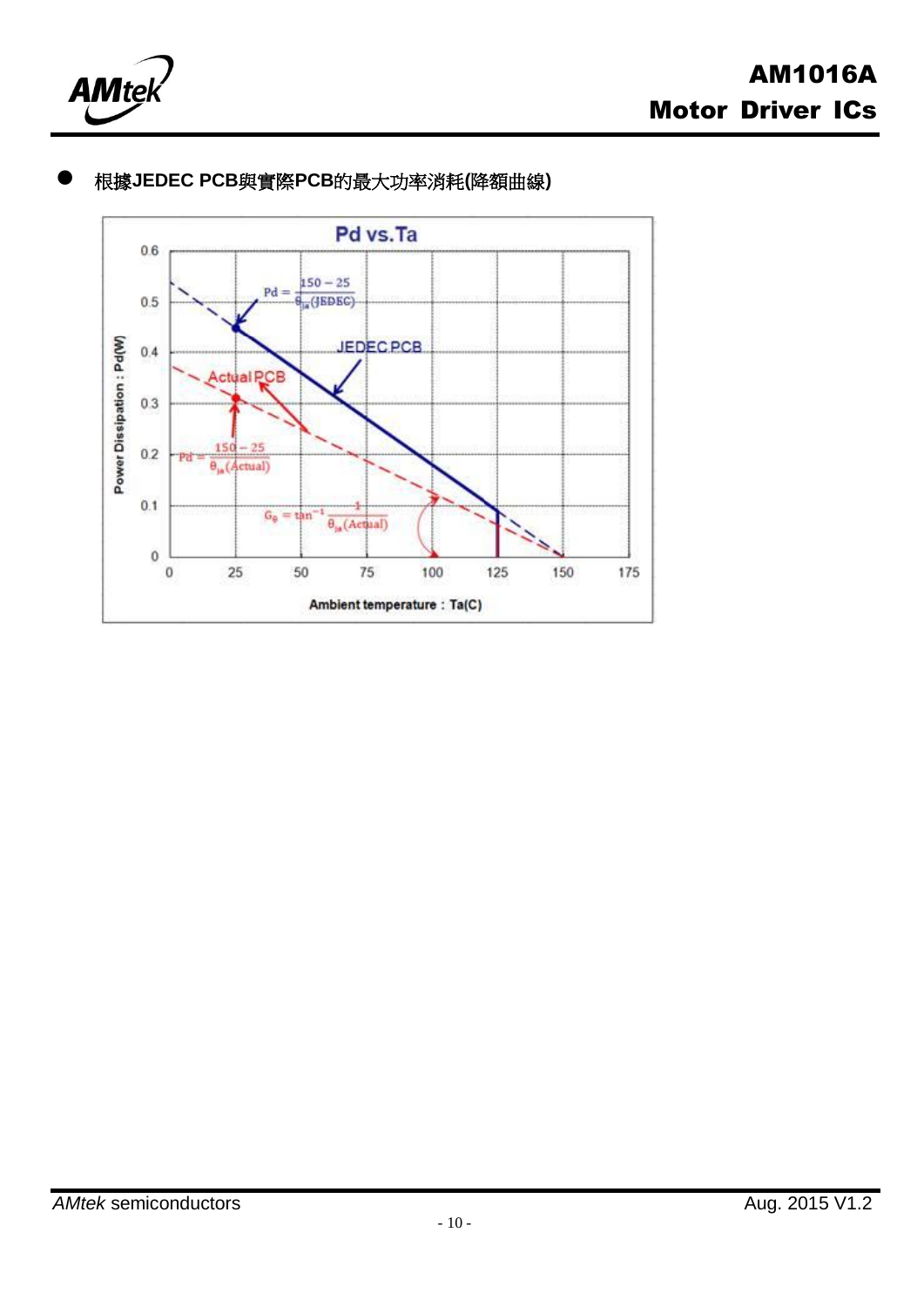- **根據JEDEC PCB與實際PCB的最大功率消耗(降額曲線)**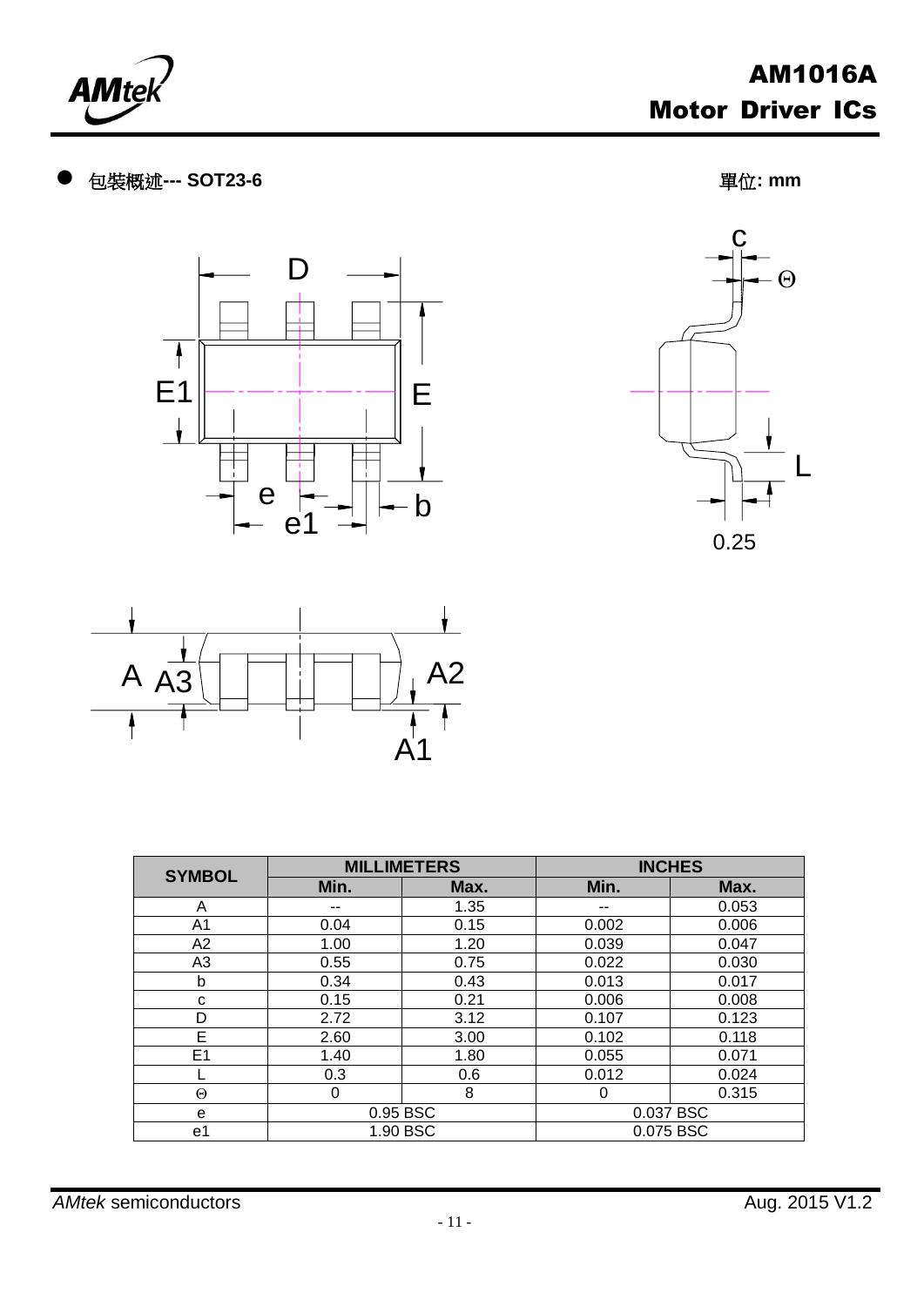- 包裝概述--- SOT23-6

單位: mm

| SYMBOL | MILLIMETERS | | INCHES | |
|---|---|---|---|---|
| | Min. | Max. | Min. | Max. |
| A | -- | 1.35 | -- | 0.053 |
| A1 | 0.04 | 0.15 | 0.002 | 0.006 |
| A2 | 1.00 | 1.20 | 0.039 | 0.047 |
| A3 | 0.55 | 0.75 | 0.022 | 0.030 |
| b | 0.34 | 0.43 | 0.013 | 0.017 |
| c | 0.15 | 0.21 | 0.006 | 0.008 |
| D | 2.72 | 3.12 | 0.107 | 0.123 |
| E | 2.60 | 3.00 | 0.102 | 0.118 |
| E1 | 1.40 | 1.80 | 0.055 | 0.071 |
| L | 0.3 | 0.6 | 0.012 | 0.024 |
| Θ | 0 | 8 | 0 | 0.315 |
| e | 0.95 BSC | | 0.037 BSC | |
| e1 | 1.90 BSC | | 0.075 BSC | |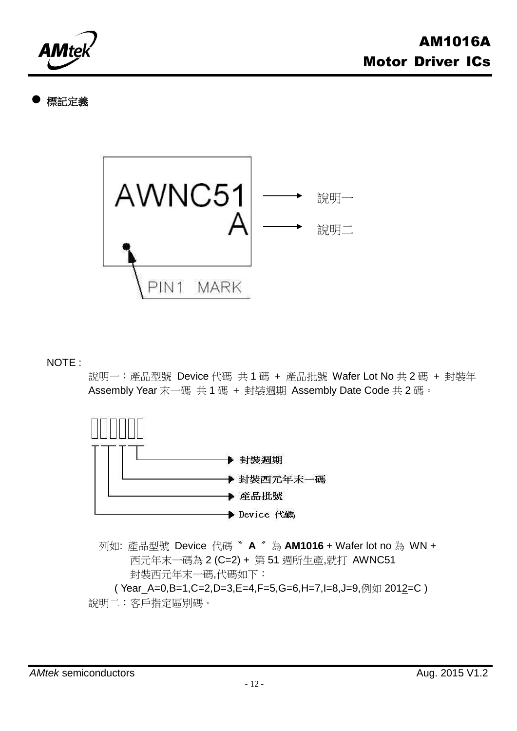- **標記定義**

AWNC51 ——→ 說明一

A ——→ 說明二

PIN1 MARK

NOTE :

說明一：產品型號 Device 代碼 共 1 碼 + 產品批號 Wafer Lot No 共 2 碼 + 封裝年 Assembly Year 末一碼 共 1 碼 + 封裝週期 Assembly Date Code 共 2 碼。

□□□□□□

封裝週期

封裝西元年末一碼

產品批號

Device 代碼

列如: 產品型號 Device 代碼〝 **A** 〞為 **AM1016** + Wafer lot no 為 WN + 西元年末一碼為 2 (C=2) + 第 51 週所生產,就打 AWNC51

封裝西元年末一碼,代碼如下：

( Year_A=0,B=1,C=2,D=3,E=4,F=5,G=6,H=7,I=8,J=9,例如 201<u>2</u>=C )

說明二：客戶指定區別碼。